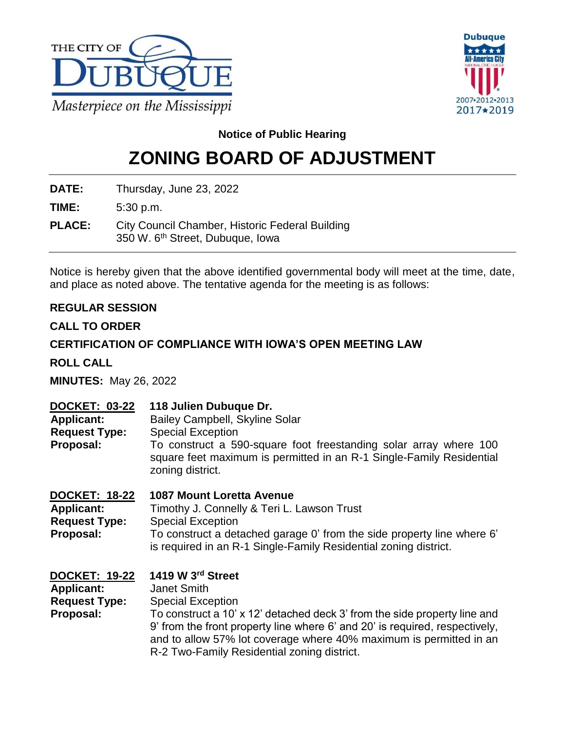THE CITY OF DUBUQUE
*Masterpiece on the Mississippi*

Dubuque All-America City NATIONAL CIVIC LEAGUE 2007•2012•2013 2017★2019

**Notice of Public Hearing**

# ZONING BOARD OF ADJUSTMENT

**DATE:** Thursday, June 23, 2022

**TIME:** 5:30 p.m.

**PLACE:** City Council Chamber, Historic Federal Building
350 W. 6th Street, Dubuque, Iowa

Notice is hereby given that the above identified governmental body will meet at the time, date, and place as noted above. The tentative agenda for the meeting is as follows:

**REGULAR SESSION**

**CALL TO ORDER**

**CERTIFICATION OF COMPLIANCE WITH IOWA'S OPEN MEETING LAW**

**ROLL CALL**

**MINUTES:** May 26, 2022

**DOCKET: 03-22** **118 Julien Dubuque Dr.**
**Applicant:** Bailey Campbell, Skyline Solar
**Request Type:** Special Exception
**Proposal:** To construct a 590-square foot freestanding solar array where 100 square feet maximum is permitted in an R-1 Single-Family Residential zoning district.

**DOCKET: 18-22** **1087 Mount Loretta Avenue**
**Applicant:** Timothy J. Connelly & Teri L. Lawson Trust
**Request Type:** Special Exception
**Proposal:** To construct a detached garage 0' from the side property line where 6' is required in an R-1 Single-Family Residential zoning district.

**DOCKET: 19-22** **1419 W 3rd Street**
**Applicant:** Janet Smith
**Request Type:** Special Exception
**Proposal:** To construct a 10' x 12' detached deck 3' from the side property line and 9' from the front property line where 6' and 20' is required, respectively, and to allow 57% lot coverage where 40% maximum is permitted in an R-2 Two-Family Residential zoning district.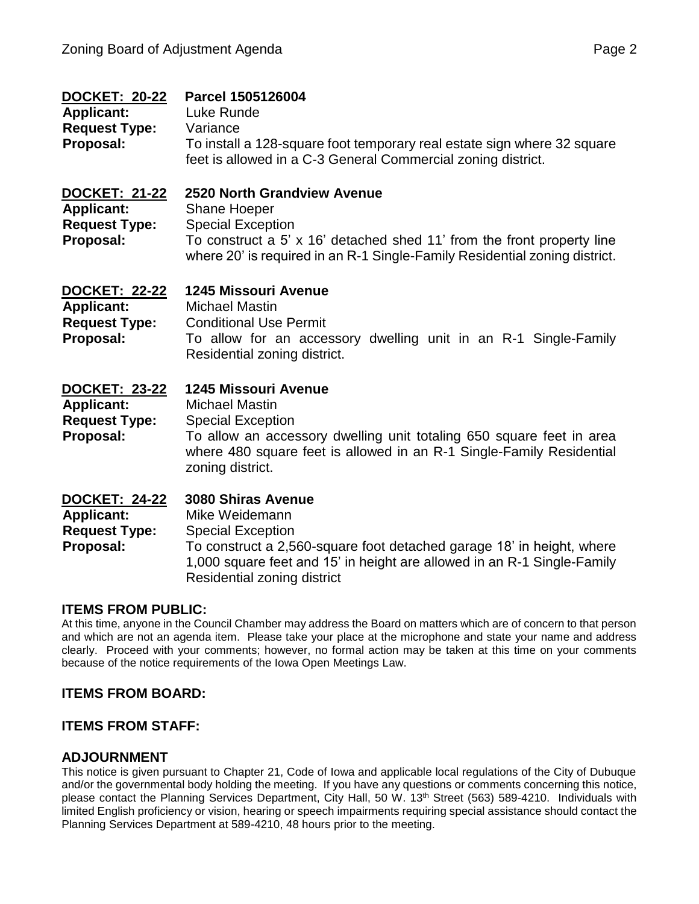**DOCKET: 20-22** **Parcel 1505126004**
**Applicant:** Luke Runde
**Request Type:** Variance
**Proposal:** To install a 128-square foot temporary real estate sign where 32 square feet is allowed in a C-3 General Commercial zoning district.

**DOCKET: 21-22** **2520 North Grandview Avenue**
**Applicant:** Shane Hoeper
**Request Type:** Special Exception
**Proposal:** To construct a 5' x 16' detached shed 11' from the front property line where 20' is required in an R-1 Single-Family Residential zoning district.

**DOCKET: 22-22** **1245 Missouri Avenue**
**Applicant:** Michael Mastin
**Request Type:** Conditional Use Permit
**Proposal:** To allow for an accessory dwelling unit in an R-1 Single-Family Residential zoning district.

**DOCKET: 23-22** **1245 Missouri Avenue**
**Applicant:** Michael Mastin
**Request Type:** Special Exception
**Proposal:** To allow an accessory dwelling unit totaling 650 square feet in area where 480 square feet is allowed in an R-1 Single-Family Residential zoning district.

**DOCKET: 24-22** **3080 Shiras Avenue**
**Applicant:** Mike Weidemann
**Request Type:** Special Exception
**Proposal:** To construct a 2,560-square foot detached garage 18' in height, where 1,000 square feet and 15' in height are allowed in an R-1 Single-Family Residential zoning district

## ITEMS FROM PUBLIC:

At this time, anyone in the Council Chamber may address the Board on matters which are of concern to that person and which are not an agenda item. Please take your place at the microphone and state your name and address clearly. Proceed with your comments; however, no formal action may be taken at this time on your comments because of the notice requirements of the Iowa Open Meetings Law.

## ITEMS FROM BOARD:

## ITEMS FROM STAFF:

## ADJOURNMENT

This notice is given pursuant to Chapter 21, Code of Iowa and applicable local regulations of the City of Dubuque and/or the governmental body holding the meeting. If you have any questions or comments concerning this notice, please contact the Planning Services Department, City Hall, 50 W. 13th Street (563) 589-4210. Individuals with limited English proficiency or vision, hearing or speech impairments requiring special assistance should contact the Planning Services Department at 589-4210, 48 hours prior to the meeting.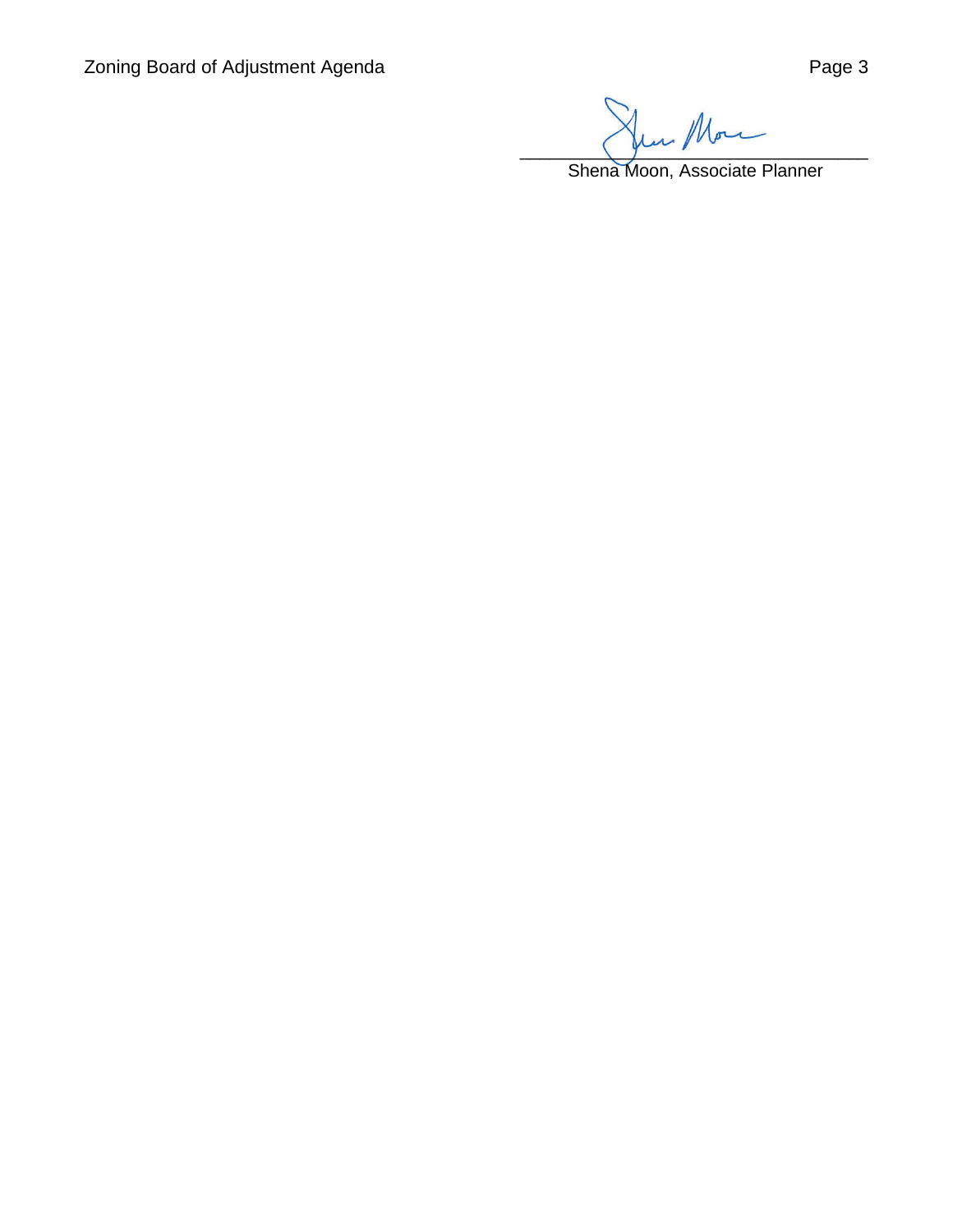\_\_\_\_\_\_\_\_\_\_\_\_\_\_\_\_\_\_\_\_\_\_\_\_\_\_\_\_\_\_\_\_\_\_\_\_

Shena Moon, Associate Planner